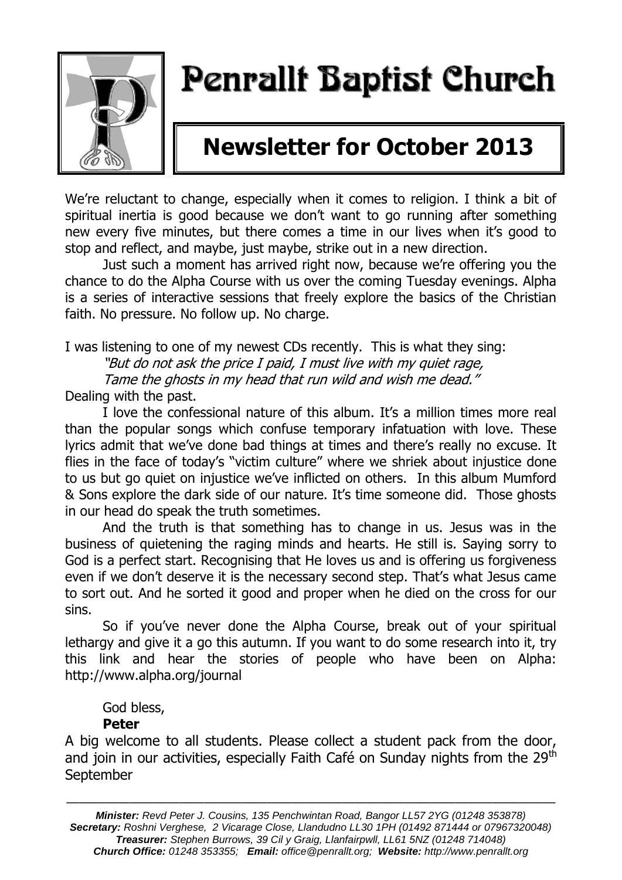# Penrallt Baptist Church

## Newsletter for October 2013

We're reluctant to change, especially when it comes to religion. I think a bit of spiritual inertia is good because we don't want to go running after something new every five minutes, but there comes a time in our lives when it's good to stop and reflect, and maybe, just maybe, strike out in a new direction.

Just such a moment has arrived right now, because we're offering you the chance to do the Alpha Course with us over the coming Tuesday evenings. Alpha is a series of interactive sessions that freely explore the basics of the Christian faith. No pressure. No follow up. No charge.

I was listening to one of my newest CDs recently. This is what they sing:

*"But do not ask the price I paid, I must live with my quiet rage,*
*Tame the ghosts in my head that run wild and wish me dead."*

Dealing with the past.

I love the confessional nature of this album. It's a million times more real than the popular songs which confuse temporary infatuation with love. These lyrics admit that we've done bad things at times and there's really no excuse. It flies in the face of today's "victim culture" where we shriek about injustice done to us but go quiet on injustice we've inflicted on others. In this album Mumford & Sons explore the dark side of our nature. It's time someone did. Those ghosts in our head do speak the truth sometimes.

And the truth is that something has to change in us. Jesus was in the business of quietening the raging minds and hearts. He still is. Saying sorry to God is a perfect start. Recognising that He loves us and is offering us forgiveness even if we don't deserve it is the necessary second step. That's what Jesus came to sort out. And he sorted it good and proper when he died on the cross for our sins.

So if you've never done the Alpha Course, break out of your spiritual lethargy and give it a go this autumn. If you want to do some research into it, try this link and hear the stories of people who have been on Alpha: http://www.alpha.org/journal

God bless,
**Peter**

A big welcome to all students. Please collect a student pack from the door, and join in our activities, especially Faith Café on Sunday nights from the 29th September

---

***Minister:*** *Revd Peter J. Cousins, 135 Penchwintan Road, Bangor LL57 2YG (01248 353878)*
***Secretary:*** *Roshni Verghese, 2 Vicarage Close, Llandudno LL30 1PH (01492 871444 or 07967320048)*
***Treasurer:*** *Stephen Burrows, 39 Cil y Graig, Llanfairpwll, LL61 5NZ (01248 714048)*
***Church Office:*** *01248 353355;* ***Email:*** *office@penrallt.org;* ***Website:*** *http://www.penrallt.org*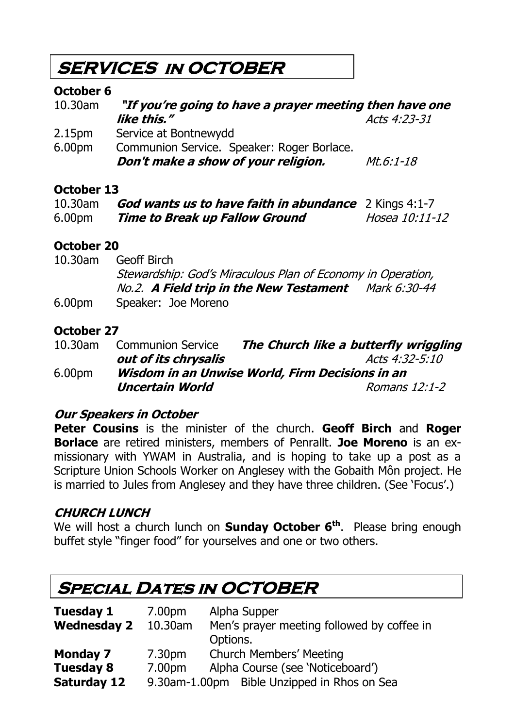# SERVICES IN OCTOBER

**October 6**

10.30am ***"If you're going to have a prayer meeting then have one like this."*** *Acts 4:23-31*

2.15pm Service at Bontnewydd

6.00pm Communion Service. Speaker: Roger Borlace.
***Don't make a show of your religion.*** *Mt.6:1-18*

**October 13**

10.30am ***God wants us to have faith in abundance*** 2 Kings 4:1-7

6.00pm ***Time to Break up Fallow Ground*** *Hosea 10:11-12*

**October 20**

10.30am Geoff Birch
*Stewardship: God's Miraculous Plan of Economy in Operation, No.2.* ***A Field trip in the New Testament*** *Mark 6:30-44*

6.00pm Speaker: Joe Moreno

**October 27**

10.30am Communion Service ***The Church like a butterfly wriggling out of its chrysalis*** *Acts 4:32-5:10*

6.00pm ***Wisdom in an Unwise World, Firm Decisions in an Uncertain World*** *Romans 12:1-2*

### *Our Speakers in October*

**Peter Cousins** is the minister of the church. **Geoff Birch** and **Roger Borlace** are retired ministers, members of Penrallt. **Joe Moreno** is an ex-missionary with YWAM in Australia, and is hoping to take up a post as a Scripture Union Schools Worker on Anglesey with the Gobaith Môn project. He is married to Jules from Anglesey and they have three children. (See 'Focus'.)

### *CHURCH LUNCH*

We will host a church lunch on **Sunday October 6th**. Please bring enough buffet style "finger food" for yourselves and one or two others.

# SPECIAL DATES IN OCTOBER

| | | |
|---|---|---|
| **Tuesday 1** | 7.00pm | Alpha Supper |
| **Wednesday 2** | 10.30am | Men's prayer meeting followed by coffee in Options. |
| **Monday 7** | 7.30pm | Church Members' Meeting |
| **Tuesday 8** | 7.00pm | Alpha Course (see 'Noticeboard') |
| **Saturday 12** | 9.30am-1.00pm | Bible Unzipped in Rhos on Sea |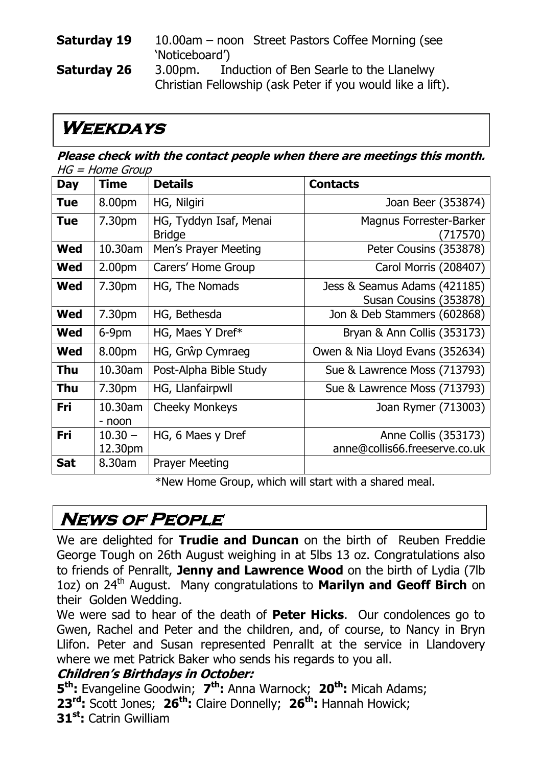**Saturday 19** 10.00am – noon Street Pastors Coffee Morning (see 'Noticeboard')

**Saturday 26** 3.00pm. Induction of Ben Searle to the Llanelwy Christian Fellowship (ask Peter if you would like a lift).

## Weekdays

***Please check with the contact people when there are meetings this month.***

*HG = Home Group*

| Day | Time | Details | Contacts |
|---|---|---|---|
| **Tue** | 8.00pm | HG, Nilgiri | Joan Beer (353874) |
| **Tue** | 7.30pm | HG, Tyddyn Isaf, Menai Bridge | Magnus Forrester-Barker (717570) |
| **Wed** | 10.30am | Men's Prayer Meeting | Peter Cousins (353878) |
| **Wed** | 2.00pm | Carers' Home Group | Carol Morris (208407) |
| **Wed** | 7.30pm | HG, The Nomads | Jess & Seamus Adams (421185) Susan Cousins (353878) |
| **Wed** | 7.30pm | HG, Bethesda | Jon & Deb Stammers (602868) |
| **Wed** | 6-9pm | HG, Maes Y Dref* | Bryan & Ann Collis (353173) |
| **Wed** | 8.00pm | HG, Grŵp Cymraeg | Owen & Nia Lloyd Evans (352634) |
| **Thu** | 10.30am | Post-Alpha Bible Study | Sue & Lawrence Moss (713793) |
| **Thu** | 7.30pm | HG, Llanfairpwll | Sue & Lawrence Moss (713793) |
| **Fri** | 10.30am - noon | Cheeky Monkeys | Joan Rymer (713003) |
| **Fri** | 10.30 – 12.30pm | HG, 6 Maes y Dref | Anne Collis (353173) anne@collis66.freeserve.co.uk |
| **Sat** | 8.30am | Prayer Meeting | |

*New Home Group, which will start with a shared meal.

## News of People

We are delighted for **Trudie and Duncan** on the birth of Reuben Freddie George Tough on 26th August weighing in at 5lbs 13 oz. Congratulations also to friends of Penrallt, **Jenny and Lawrence Wood** on the birth of Lydia (7lb 1oz) on 24th August. Many congratulations to **Marilyn and Geoff Birch** on their Golden Wedding.

We were sad to hear of the death of **Peter Hicks**. Our condolences go to Gwen, Rachel and Peter and the children, and, of course, to Nancy in Bryn Llifon. Peter and Susan represented Penrallt at the service in Llandovery where we met Patrick Baker who sends his regards to you all.

***Children's Birthdays in October:***

**5th:** Evangeline Goodwin; **7th:** Anna Warnock; **20th:** Micah Adams; **23rd:** Scott Jones; **26th:** Claire Donnelly; **26th:** Hannah Howick; **31st:** Catrin Gwilliam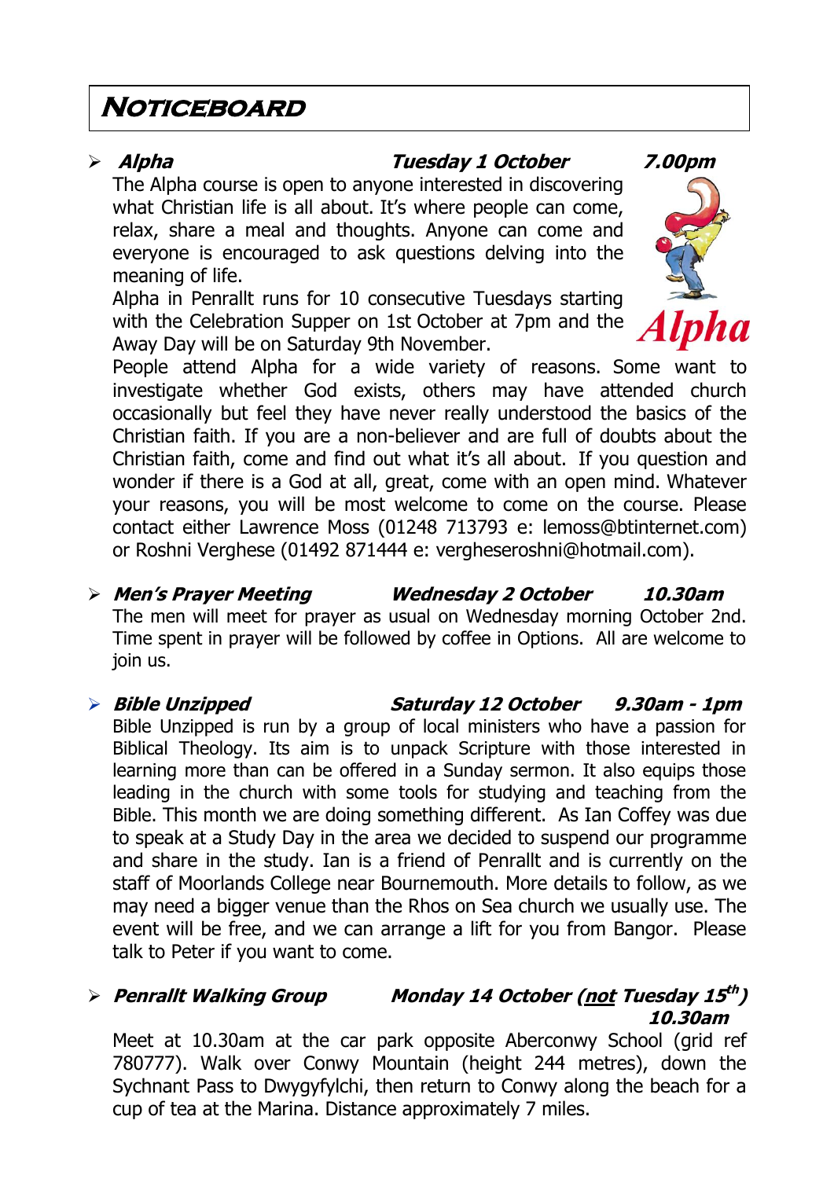# Noticeboard

- ***Alpha*** — ***Tuesday 1 October*** — ***7.00pm***

  The Alpha course is open to anyone interested in discovering what Christian life is all about. It's where people can come, relax, share a meal and thoughts. Anyone can come and everyone is encouraged to ask questions delving into the meaning of life.

  Alpha in Penrallt runs for 10 consecutive Tuesdays starting with the Celebration Supper on 1st October at 7pm and the Away Day will be on Saturday 9th November.

  People attend Alpha for a wide variety of reasons. Some want to investigate whether God exists, others may have attended church occasionally but feel they have never really understood the basics of the Christian faith. If you are a non-believer and are full of doubts about the Christian faith, come and find out what it's all about. If you question and wonder if there is a God at all, great, come with an open mind. Whatever your reasons, you will be most welcome to come on the course. Please contact either Lawrence Moss (01248 713793 e: lemoss@btinternet.com) or Roshni Verghese (01492 871444 e: vergheseroshni@hotmail.com).

- ***Men's Prayer Meeting*** — ***Wednesday 2 October*** — ***10.30am***

  The men will meet for prayer as usual on Wednesday morning October 2nd. Time spent in prayer will be followed by coffee in Options. All are welcome to join us.

- ***Bible Unzipped*** — ***Saturday 12 October*** — ***9.30am - 1pm***

  Bible Unzipped is run by a group of local ministers who have a passion for Biblical Theology. Its aim is to unpack Scripture with those interested in learning more than can be offered in a Sunday sermon. It also equips those leading in the church with some tools for studying and teaching from the Bible. This month we are doing something different. As Ian Coffey was due to speak at a Study Day in the area we decided to suspend our programme and share in the study. Ian is a friend of Penrallt and is currently on the staff of Moorlands College near Bournemouth. More details to follow, as we may need a bigger venue than the Rhos on Sea church we usually use. The event will be free, and we can arrange a lift for you from Bangor. Please talk to Peter if you want to come.

- ***Penrallt Walking Group*** — ***Monday 14 October (not Tuesday 15th)*** — ***10.30am***

  Meet at 10.30am at the car park opposite Aberconwy School (grid ref 780777). Walk over Conwy Mountain (height 244 metres), down the Sychnant Pass to Dwygyfylchi, then return to Conwy along the beach for a cup of tea at the Marina. Distance approximately 7 miles.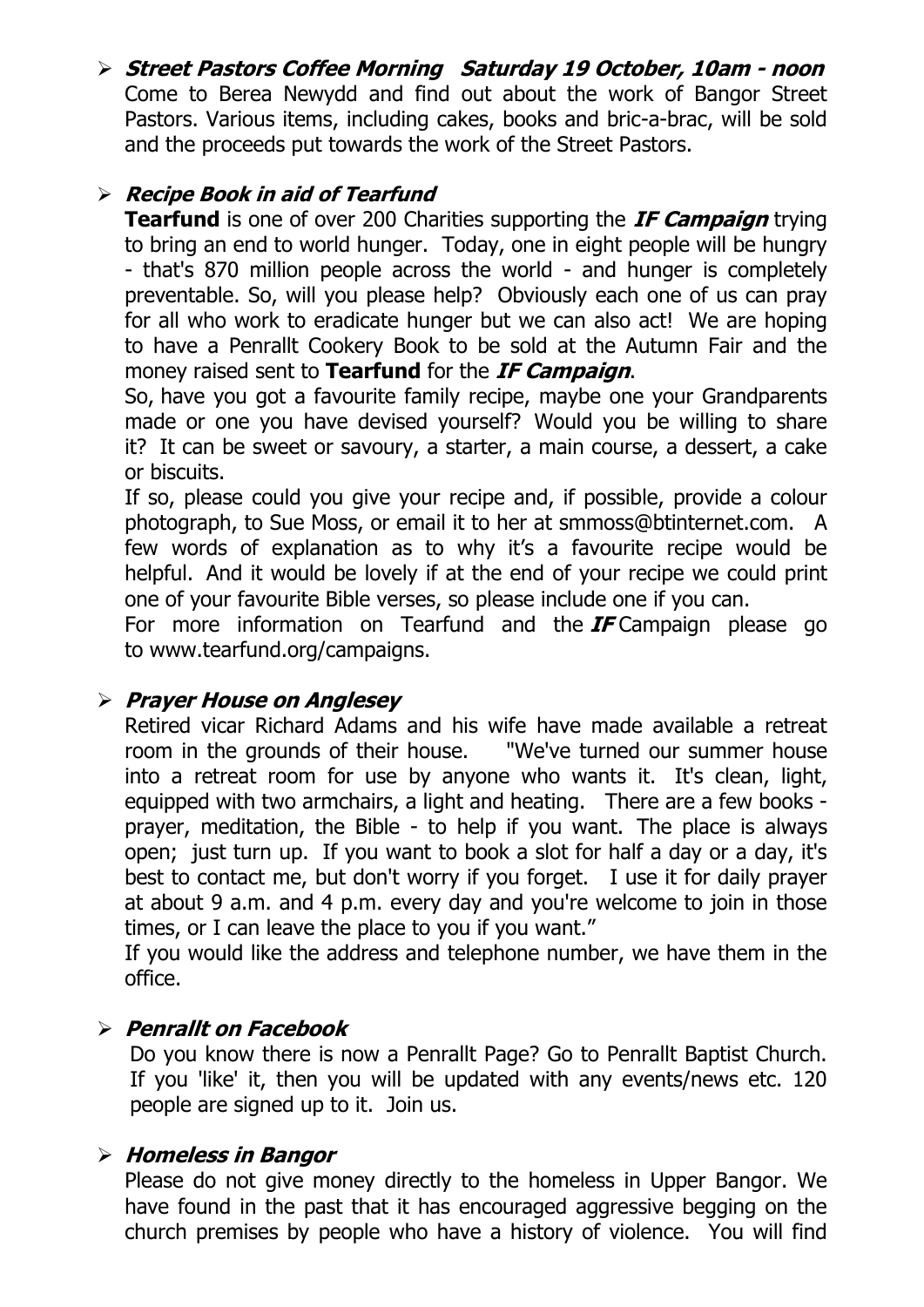- ***Street Pastors Coffee Morning   Saturday 19 October, 10am - noon***
  Come to Berea Newydd and find out about the work of Bangor Street Pastors. Various items, including cakes, books and bric-a-brac, will be sold and the proceeds put towards the work of the Street Pastors.

- ***Recipe Book in aid of Tearfund***
  **Tearfund** is one of over 200 Charities supporting the ***IF Campaign*** trying to bring an end to world hunger. Today, one in eight people will be hungry - that's 870 million people across the world - and hunger is completely preventable. So, will you please help? Obviously each one of us can pray for all who work to eradicate hunger but we can also act! We are hoping to have a Penrallt Cookery Book to be sold at the Autumn Fair and the money raised sent to **Tearfund** for the ***IF Campaign***.
  So, have you got a favourite family recipe, maybe one your Grandparents made or one you have devised yourself? Would you be willing to share it? It can be sweet or savoury, a starter, a main course, a dessert, a cake or biscuits.
  If so, please could you give your recipe and, if possible, provide a colour photograph, to Sue Moss, or email it to her at smmoss@btinternet.com. A few words of explanation as to why it's a favourite recipe would be helpful. And it would be lovely if at the end of your recipe we could print one of your favourite Bible verses, so please include one if you can.
  For more information on Tearfund and the ***IF*** Campaign please go to www.tearfund.org/campaigns.

- ***Prayer House on Anglesey***
  Retired vicar Richard Adams and his wife have made available a retreat room in the grounds of their house. "We've turned our summer house into a retreat room for use by anyone who wants it. It's clean, light, equipped with two armchairs, a light and heating. There are a few books - prayer, meditation, the Bible - to help if you want. The place is always open; just turn up. If you want to book a slot for half a day or a day, it's best to contact me, but don't worry if you forget. I use it for daily prayer at about 9 a.m. and 4 p.m. every day and you're welcome to join in those times, or I can leave the place to you if you want."
  If you would like the address and telephone number, we have them in the office.

- ***Penrallt on Facebook***
  Do you know there is now a Penrallt Page? Go to Penrallt Baptist Church. If you 'like' it, then you will be updated with any events/news etc. 120 people are signed up to it. Join us.

- ***Homeless in Bangor***
  Please do not give money directly to the homeless in Upper Bangor. We have found in the past that it has encouraged aggressive begging on the church premises by people who have a history of violence. You will find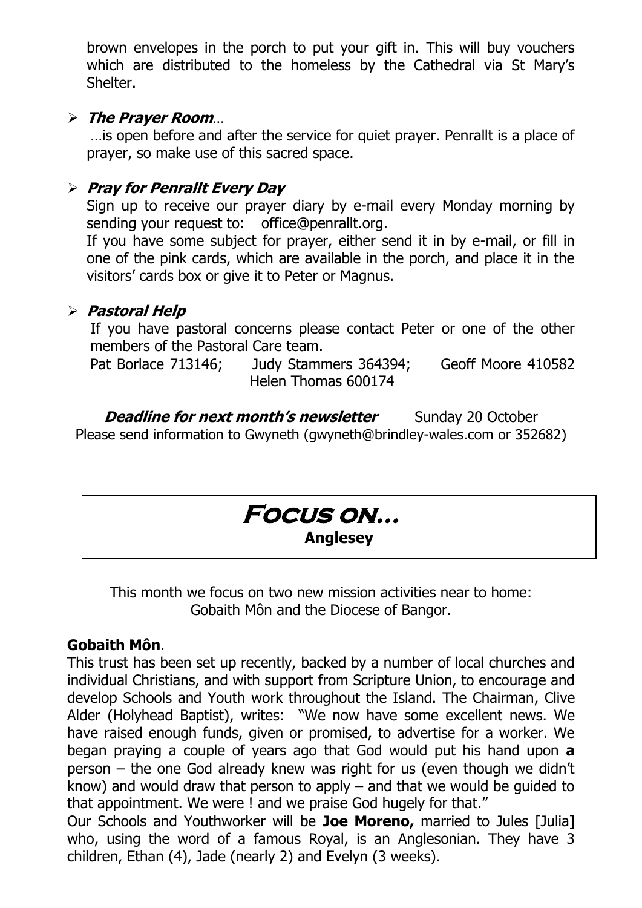brown envelopes in the porch to put your gift in. This will buy vouchers which are distributed to the homeless by the Cathedral via St Mary's Shelter.

- ***The Prayer Room**…*

  …is open before and after the service for quiet prayer. Penrallt is a place of prayer, so make use of this sacred space.

- ***Pray for Penrallt Every Day***

  Sign up to receive our prayer diary by e-mail every Monday morning by sending your request to: office@penrallt.org.

  If you have some subject for prayer, either send it in by e-mail, or fill in one of the pink cards, which are available in the porch, and place it in the visitors' cards box or give it to Peter or Magnus.

- ***Pastoral Help***

  If you have pastoral concerns please contact Peter or one of the other members of the Pastoral Care team.

  Pat Borlace 713146; Judy Stammers 364394; Geoff Moore 410582
  Helen Thomas 600174

***Deadline for next month's newsletter*** Sunday 20 October
Please send information to Gwyneth (gwyneth@brindley-wales.com or 352682)

# Focus on…

**Anglesey**

This month we focus on two new mission activities near to home: Gobaith Môn and the Diocese of Bangor.

**Gobaith Môn**.

This trust has been set up recently, backed by a number of local churches and individual Christians, and with support from Scripture Union, to encourage and develop Schools and Youth work throughout the Island. The Chairman, Clive Alder (Holyhead Baptist), writes: "We now have some excellent news. We have raised enough funds, given or promised, to advertise for a worker. We began praying a couple of years ago that God would put his hand upon **a** person – the one God already knew was right for us (even though we didn't know) and would draw that person to apply – and that we would be guided to that appointment. We were ! and we praise God hugely for that."

Our Schools and Youthworker will be **Joe Moreno,** married to Jules [Julia] who, using the word of a famous Royal, is an Anglesonian. They have 3 children, Ethan (4), Jade (nearly 2) and Evelyn (3 weeks).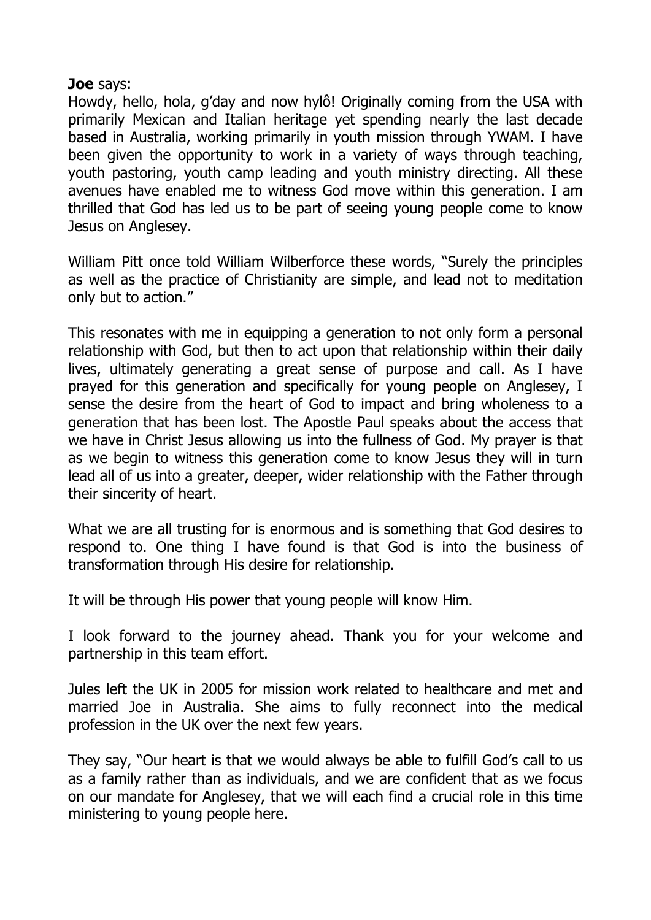**Joe** says:
Howdy, hello, hola, g'day and now hylô! Originally coming from the USA with primarily Mexican and Italian heritage yet spending nearly the last decade based in Australia, working primarily in youth mission through YWAM. I have been given the opportunity to work in a variety of ways through teaching, youth pastoring, youth camp leading and youth ministry directing. All these avenues have enabled me to witness God move within this generation. I am thrilled that God has led us to be part of seeing young people come to know Jesus on Anglesey.

William Pitt once told William Wilberforce these words, "Surely the principles as well as the practice of Christianity are simple, and lead not to meditation only but to action."

This resonates with me in equipping a generation to not only form a personal relationship with God, but then to act upon that relationship within their daily lives, ultimately generating a great sense of purpose and call. As I have prayed for this generation and specifically for young people on Anglesey, I sense the desire from the heart of God to impact and bring wholeness to a generation that has been lost. The Apostle Paul speaks about the access that we have in Christ Jesus allowing us into the fullness of God. My prayer is that as we begin to witness this generation come to know Jesus they will in turn lead all of us into a greater, deeper, wider relationship with the Father through their sincerity of heart.

What we are all trusting for is enormous and is something that God desires to respond to. One thing I have found is that God is into the business of transformation through His desire for relationship.

It will be through His power that young people will know Him.

I look forward to the journey ahead. Thank you for your welcome and partnership in this team effort.

Jules left the UK in 2005 for mission work related to healthcare and met and married Joe in Australia. She aims to fully reconnect into the medical profession in the UK over the next few years.

They say, "Our heart is that we would always be able to fulfill God's call to us as a family rather than as individuals, and we are confident that as we focus on our mandate for Anglesey, that we will each find a crucial role in this time ministering to young people here.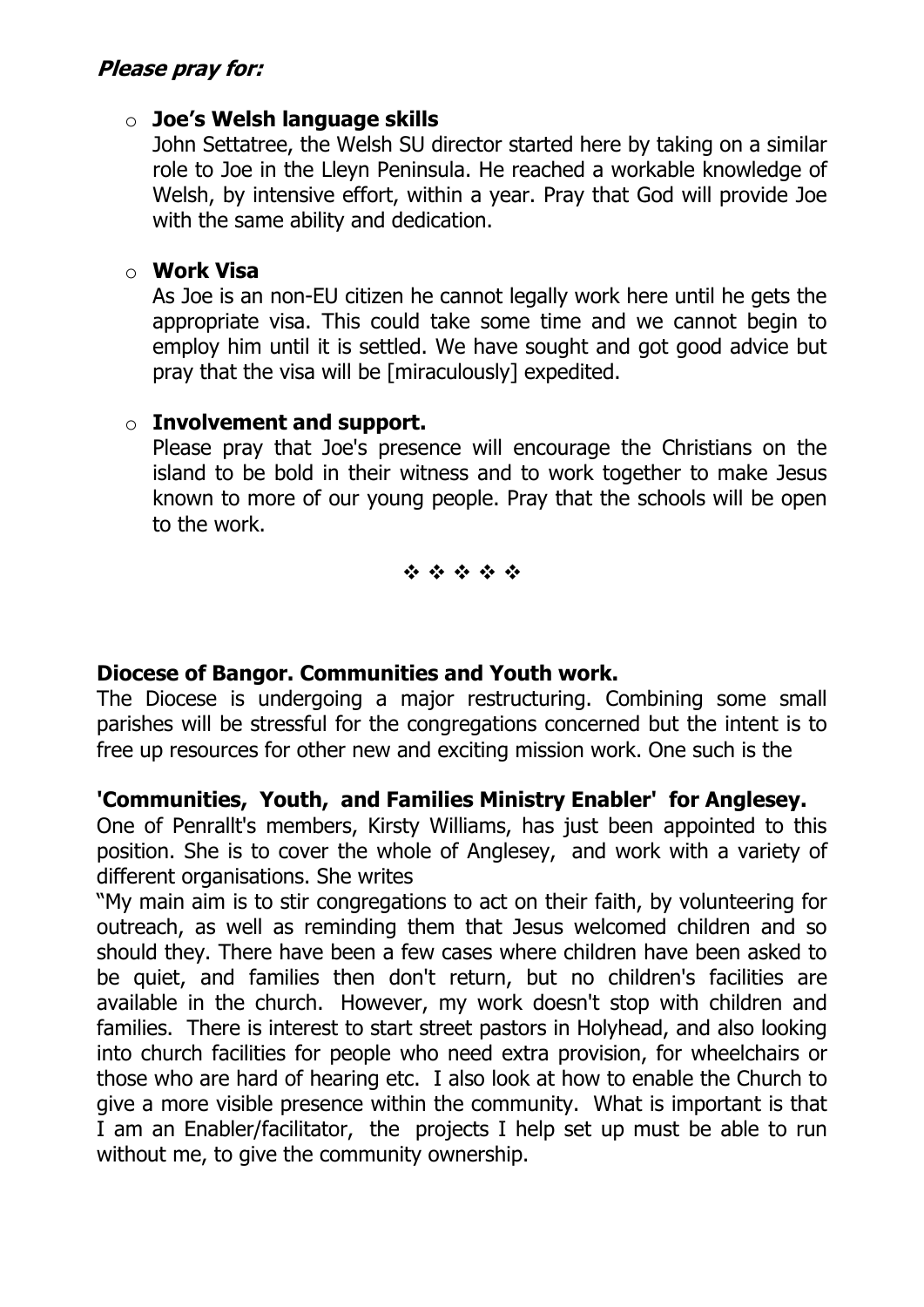***Please pray for:***

- **Joe's Welsh language skills**
  John Settatree, the Welsh SU director started here by taking on a similar role to Joe in the Lleyn Peninsula. He reached a workable knowledge of Welsh, by intensive effort, within a year. Pray that God will provide Joe with the same ability and dedication.

- **Work Visa**
  As Joe is an non-EU citizen he cannot legally work here until he gets the appropriate visa. This could take some time and we cannot begin to employ him until it is settled. We have sought and got good advice but pray that the visa will be [miraculously] expedited.

- **Involvement and support.**
  Please pray that Joe's presence will encourage the Christians on the island to be bold in their witness and to work together to make Jesus known to more of our young people. Pray that the schools will be open to the work.

❖ ❖ ❖ ❖ ❖

**Diocese of Bangor. Communities and Youth work.**

The Diocese is undergoing a major restructuring. Combining some small parishes will be stressful for the congregations concerned but the intent is to free up resources for other new and exciting mission work. One such is the

**'Communities, Youth, and Families Ministry Enabler' for Anglesey.**

One of Penrallt's members, Kirsty Williams, has just been appointed to this position. She is to cover the whole of Anglesey, and work with a variety of different organisations. She writes

"My main aim is to stir congregations to act on their faith, by volunteering for outreach, as well as reminding them that Jesus welcomed children and so should they. There have been a few cases where children have been asked to be quiet, and families then don't return, but no children's facilities are available in the church. However, my work doesn't stop with children and families. There is interest to start street pastors in Holyhead, and also looking into church facilities for people who need extra provision, for wheelchairs or those who are hard of hearing etc. I also look at how to enable the Church to give a more visible presence within the community. What is important is that I am an Enabler/facilitator, the projects I help set up must be able to run without me, to give the community ownership.